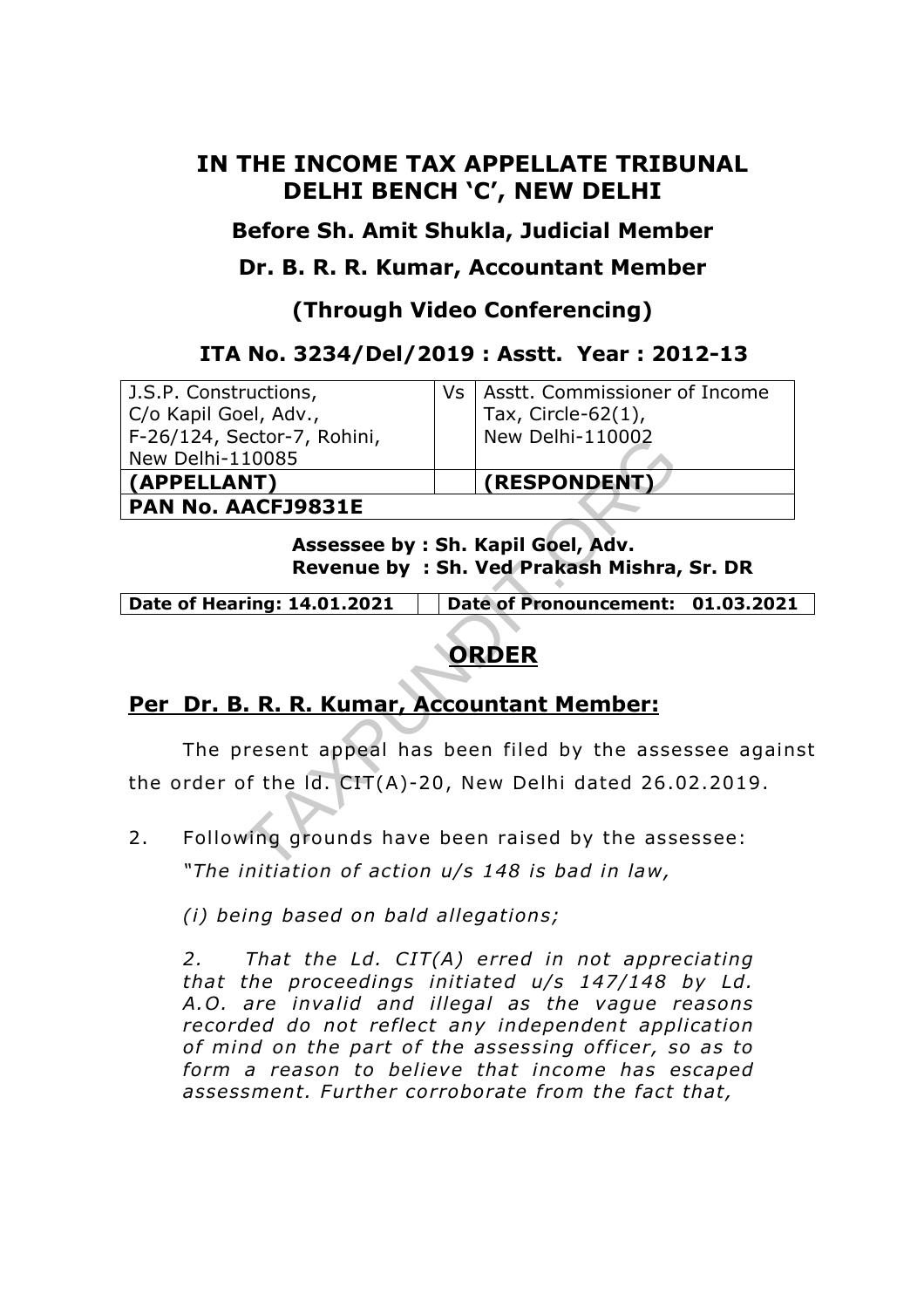# IN THE INCOME TAX APPELLATE TRIBUNAL DELHI BENCH 'C', NEW DELHI

## Before Sh. Amit Shukla, Judicial Member

## Dr. B. R. R. Kumar, Accountant Member

## (Through Video Conferencing)

### ITA No. 3234/Del/2019 : Asstt. Year : 2012-13

| J.S.P. Constructions, C/o Kapil Goel, Adv., F-26/124, Sector-7, Rohini, New Delhi-110085 | Vs | Asstt. Commissioner of Income Tax, Circle-62(1), New Delhi-110002 |
|---|---|---|
| **(APPELLANT)** | | **(RESPONDENT)** |
| **PAN No. AACFJ9831E** | | |

**Assessee by : Sh. Kapil Goel, Adv.**
**Revenue by : Sh. Ved Prakash Mishra, Sr. DR**

| Date of Hearing: 14.01.2021 | | Date of Pronouncement: 01.03.2021 |
|---|---|---|

## ORDER

### Per Dr. B. R. R. Kumar, Accountant Member:

The present appeal has been filed by the assessee against the order of the ld. CIT(A)-20, New Delhi dated 26.02.2019.

2. Following grounds have been raised by the assessee:

*"The initiation of action u/s 148 is bad in law,*

*(i) being based on bald allegations;*

*2. That the Ld. CIT(A) erred in not appreciating that the proceedings initiated u/s 147/148 by Ld. A.O. are invalid and illegal as the vague reasons recorded do not reflect any independent application of mind on the part of the assessing officer, so as to form a reason to believe that income has escaped assessment. Further corroborate from the fact that,*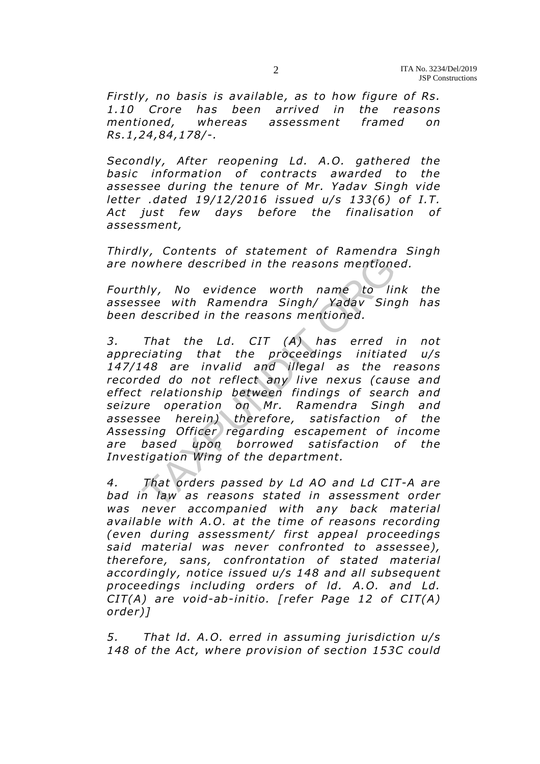*Firstly, no basis is available, as to how figure of Rs. 1.10 Crore has been arrived in the reasons mentioned, whereas assessment framed on Rs.1,24,84,178/-.*

*Secondly, After reopening Ld. A.O. gathered the basic information of contracts awarded to the assessee during the tenure of Mr. Yadav Singh vide letter .dated 19/12/2016 issued u/s 133(6) of I.T. Act just few days before the finalisation of assessment,*

*Thirdly, Contents of statement of Ramendra Singh are nowhere described in the reasons mentioned.*

*Fourthly, No evidence worth name to link the assessee with Ramendra Singh/ Yadav Singh has been described in the reasons mentioned.*

*3. That the Ld. CIT (A) has erred in not appreciating that the proceedings initiated u/s 147/148 are invalid and illegal as the reasons recorded do not reflect any live nexus (cause and effect relationship between findings of search and seizure operation on Mr. Ramendra Singh and assessee herein) therefore, satisfaction of the Assessing Officer regarding escapement of income are based upon borrowed satisfaction of the Investigation Wing of the department.*

*4. That orders passed by Ld AO and Ld CIT-A are bad in law as reasons stated in assessment order was never accompanied with any back material available with A.O. at the time of reasons recording (even during assessment/ first appeal proceedings said material was never confronted to assessee), therefore, sans, confrontation of stated material accordingly, notice issued u/s 148 and all subsequent proceedings including orders of ld. A.O. and Ld. CIT(A) are void-ab-initio. [refer Page 12 of CIT(A) order)]*

*5. That ld. A.O. erred in assuming jurisdiction u/s 148 of the Act, where provision of section 153C could*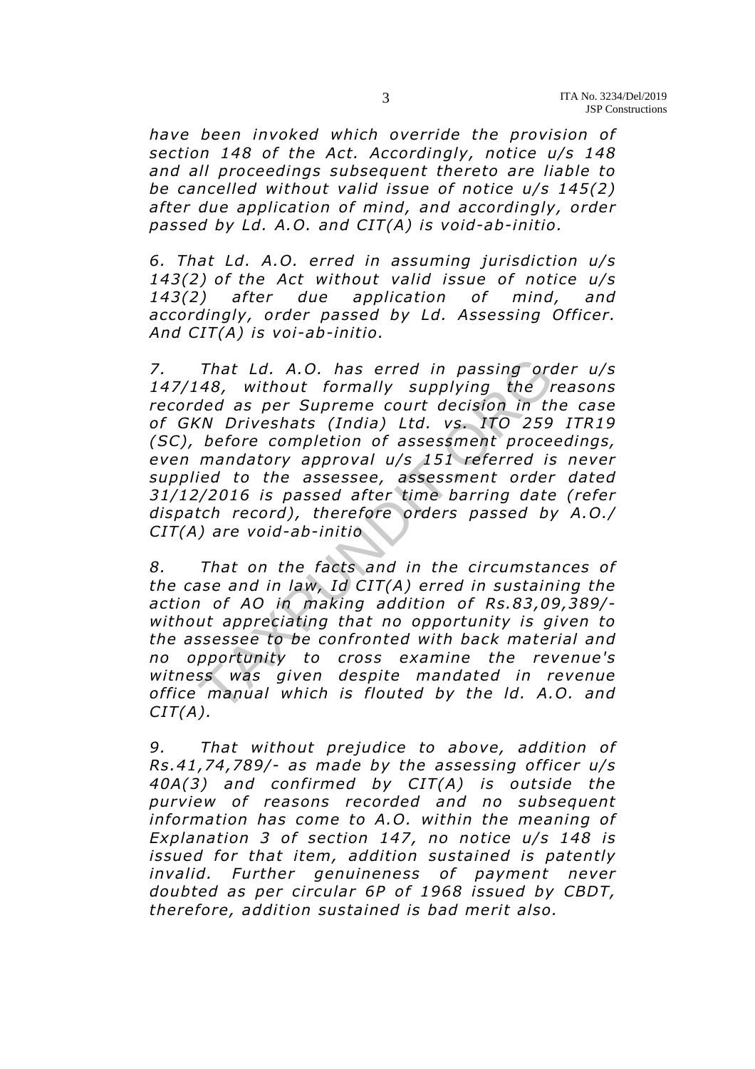*have been invoked which override the provision of section 148 of the Act. Accordingly, notice u/s 148 and all proceedings subsequent thereto are liable to be cancelled without valid issue of notice u/s 145(2) after due application of mind, and accordingly, order passed by Ld. A.O. and CIT(A) is void-ab-initio.*

*6. That Ld. A.O. erred in assuming jurisdiction u/s 143(2) of the Act without valid issue of notice u/s 143(2) after due application of mind, and accordingly, order passed by Ld. Assessing Officer. And CIT(A) is voi-ab-initio.*

*7. That Ld. A.O. has erred in passing order u/s 147/148, without formally supplying the reasons recorded as per Supreme court decision in the case of GKN Driveshats (India) Ltd. vs. ITO 259 ITR19 (SC), before completion of assessment proceedings, even mandatory approval u/s 151 referred is never supplied to the assessee, assessment order dated 31/12/2016 is passed after time barring date (refer dispatch record), therefore orders passed by A.O./ CIT(A) are void-ab-initio*

*8. That on the facts and in the circumstances of the case and in law, Id CIT(A) erred in sustaining the action of AO in making addition of Rs.83,09,389/- without appreciating that no opportunity is given to the assessee to be confronted with back material and no opportunity to cross examine the revenue's witness was given despite mandated in revenue office manual which is flouted by the ld. A.O. and CIT(A).*

*9. That without prejudice to above, addition of Rs.41,74,789/- as made by the assessing officer u/s 40A(3) and confirmed by CIT(A) is outside the purview of reasons recorded and no subsequent information has come to A.O. within the meaning of Explanation 3 of section 147, no notice u/s 148 is issued for that item, addition sustained is patently invalid. Further genuineness of payment never doubted as per circular 6P of 1968 issued by CBDT, therefore, addition sustained is bad merit also.*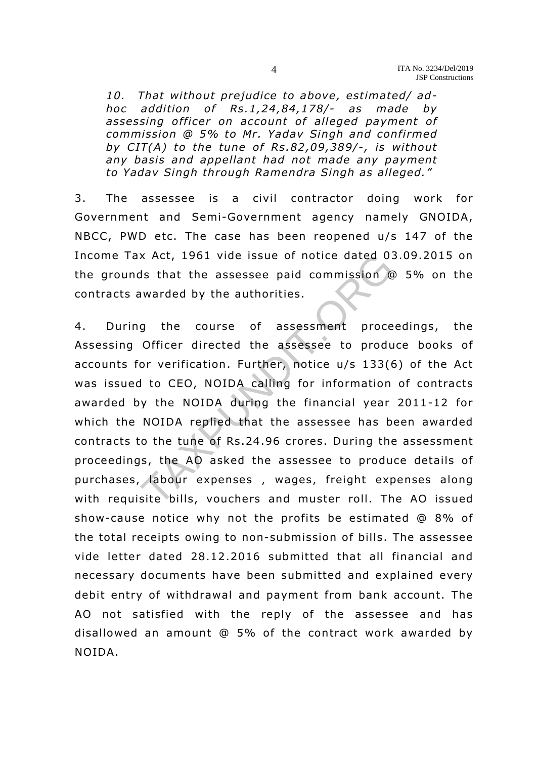*10. That without prejudice to above, estimated/ ad-hoc addition of Rs.1,24,84,178/- as made by assessing officer on account of alleged payment of commission @ 5% to Mr. Yadav Singh and confirmed by CIT(A) to the tune of Rs.82,09,389/-, is without any basis and appellant had not made any payment to Yadav Singh through Ramendra Singh as alleged."*

3. The assessee is a civil contractor doing work for Government and Semi-Government agency namely GNOIDA, NBCC, PWD etc. The case has been reopened u/s 147 of the Income Tax Act, 1961 vide issue of notice dated 03.09.2015 on the grounds that the assessee paid commission @ 5% on the contracts awarded by the authorities.

4. During the course of assessment proceedings, the Assessing Officer directed the assessee to produce books of accounts for verification. Further, notice u/s 133(6) of the Act was issued to CEO, NOIDA calling for information of contracts awarded by the NOIDA during the financial year 2011-12 for which the NOIDA replied that the assessee has been awarded contracts to the tune of Rs.24.96 crores. During the assessment proceedings, the AO asked the assessee to produce details of purchases, labour expenses , wages, freight expenses along with requisite bills, vouchers and muster roll. The AO issued show-cause notice why not the profits be estimated @ 8% of the total receipts owing to non-submission of bills. The assessee vide letter dated 28.12.2016 submitted that all financial and necessary documents have been submitted and explained every debit entry of withdrawal and payment from bank account. The AO not satisfied with the reply of the assessee and has disallowed an amount @ 5% of the contract work awarded by NOIDA.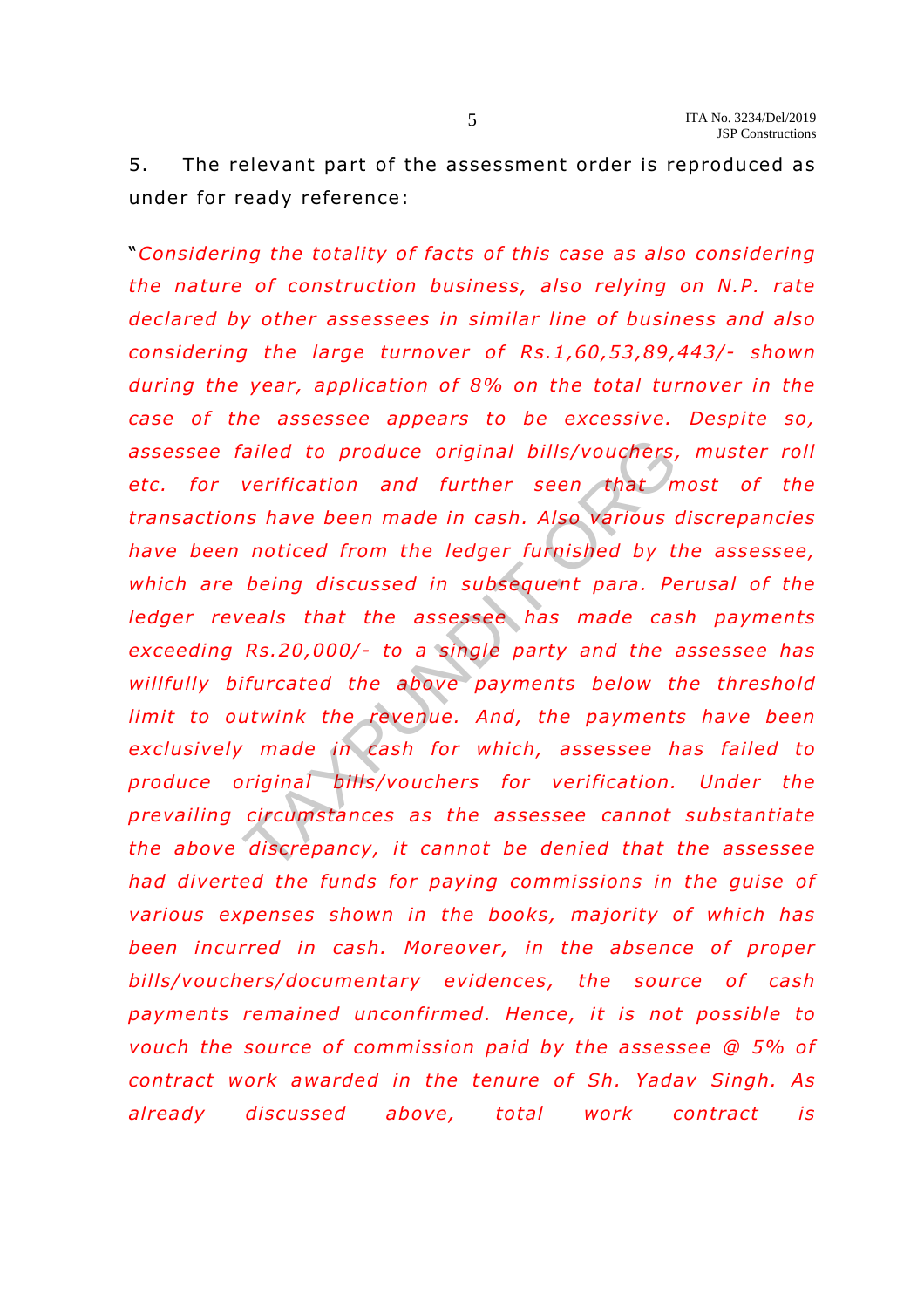5. The relevant part of the assessment order is reproduced as under for ready reference:

"*Considering the totality of facts of this case as also considering the nature of construction business, also relying on N.P. rate declared by other assessees in similar line of business and also considering the large turnover of Rs.1,60,53,89,443/- shown during the year, application of 8% on the total turnover in the case of the assessee appears to be excessive. Despite so, assessee failed to produce original bills/vouchers, muster roll etc. for verification and further seen that most of the transactions have been made in cash. Also various discrepancies have been noticed from the ledger furnished by the assessee, which are being discussed in subsequent para. Perusal of the ledger reveals that the assessee has made cash payments exceeding Rs.20,000/- to a single party and the assessee has willfully bifurcated the above payments below the threshold limit to outwink the revenue. And, the payments have been exclusively made in cash for which, assessee has failed to produce original bills/vouchers for verification. Under the prevailing circumstances as the assessee cannot substantiate the above discrepancy, it cannot be denied that the assessee had diverted the funds for paying commissions in the guise of various expenses shown in the books, majority of which has been incurred in cash. Moreover, in the absence of proper bills/vouchers/documentary evidences, the source of cash payments remained unconfirmed. Hence, it is not possible to vouch the source of commission paid by the assessee @ 5% of contract work awarded in the tenure of Sh. Yadav Singh. As already discussed above, total work contract is*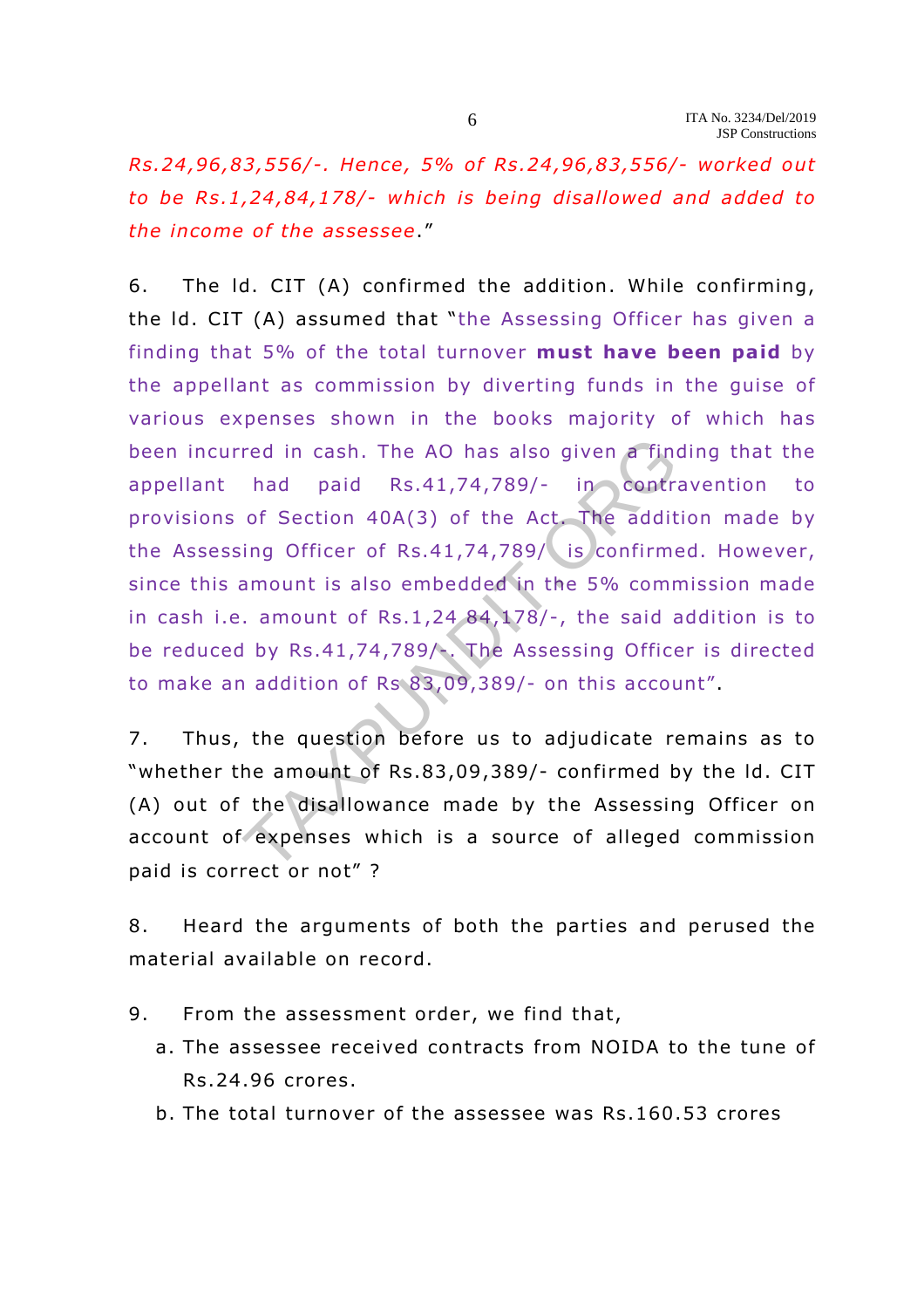*Rs.24,96,83,556/-. Hence, 5% of Rs.24,96,83,556/- worked out to be Rs.1,24,84,178/- which is being disallowed and added to the income of the assessee*."

6. The ld. CIT (A) confirmed the addition. While confirming, the ld. CIT (A) assumed that "the Assessing Officer has given a finding that 5% of the total turnover **must have been paid** by the appellant as commission by diverting funds in the guise of various expenses shown in the books majority of which has been incurred in cash. The AO has also given a finding that the appellant had paid Rs.41,74,789/- in contravention to provisions of Section 40A(3) of the Act. The addition made by the Assessing Officer of Rs.41,74,789/- is confirmed. However, since this amount is also embedded in the 5% commission made in cash i.e. amount of Rs.1,24,84,178/-, the said addition is to be reduced by Rs.41,74,789/-. The Assessing Officer is directed to make an addition of Rs 83,09,389/- on this account".

7. Thus, the question before us to adjudicate remains as to "whether the amount of Rs.83,09,389/- confirmed by the ld. CIT (A) out of the disallowance made by the Assessing Officer on account of expenses which is a source of alleged commission paid is correct or not" ?

8. Heard the arguments of both the parties and perused the material available on record.

9. From the assessment order, we find that,

   a. The assessee received contracts from NOIDA to the tune of Rs.24.96 crores.

   b. The total turnover of the assessee was Rs.160.53 crores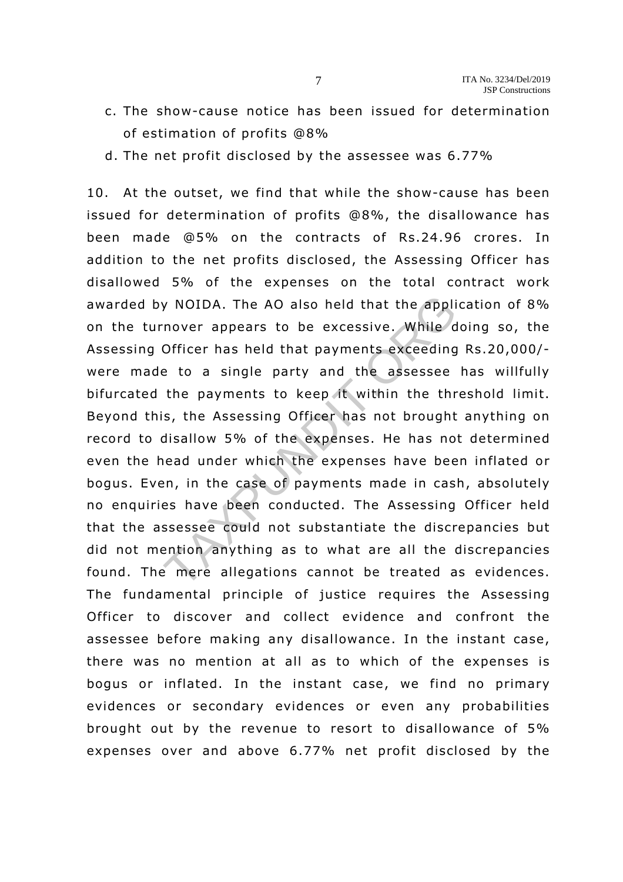c. The show-cause notice has been issued for determination of estimation of profits @8%

d. The net profit disclosed by the assessee was 6.77%

10. At the outset, we find that while the show-cause has been issued for determination of profits @8%, the disallowance has been made @5% on the contracts of Rs.24.96 crores. In addition to the net profits disclosed, the Assessing Officer has disallowed 5% of the expenses on the total contract work awarded by NOIDA. The AO also held that the application of 8% on the turnover appears to be excessive. While doing so, the Assessing Officer has held that payments exceeding Rs.20,000/- were made to a single party and the assessee has willfully bifurcated the payments to keep it within the threshold limit. Beyond this, the Assessing Officer has not brought anything on record to disallow 5% of the expenses. He has not determined even the head under which the expenses have been inflated or bogus. Even, in the case of payments made in cash, absolutely no enquiries have been conducted. The Assessing Officer held that the assessee could not substantiate the discrepancies but did not mention anything as to what are all the discrepancies found. The mere allegations cannot be treated as evidences. The fundamental principle of justice requires the Assessing Officer to discover and collect evidence and confront the assessee before making any disallowance. In the instant case, there was no mention at all as to which of the expenses is bogus or inflated. In the instant case, we find no primary evidences or secondary evidences or even any probabilities brought out by the revenue to resort to disallowance of 5% expenses over and above 6.77% net profit disclosed by the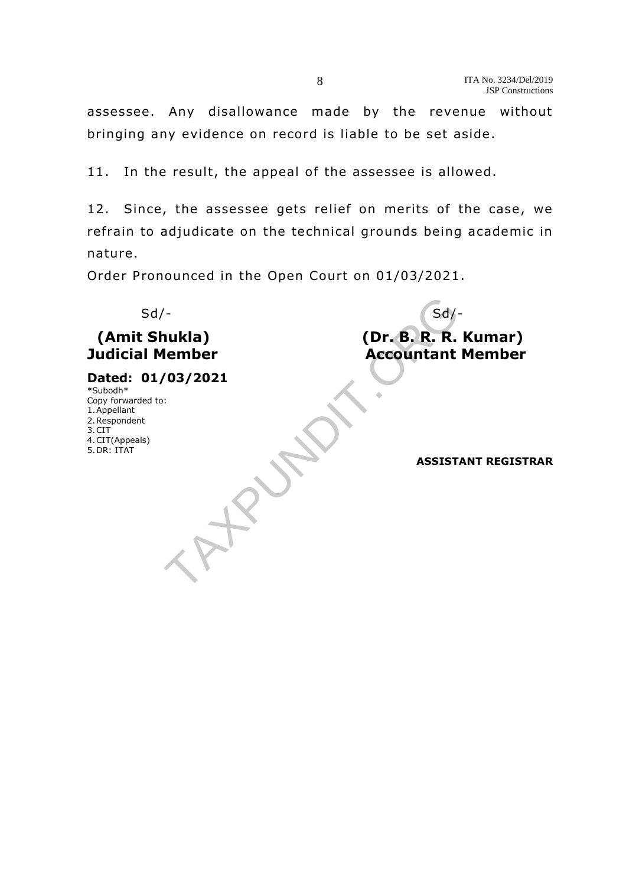assessee. Any disallowance made by the revenue without bringing any evidence on record is liable to be set aside.

11. In the result, the appeal of the assessee is allowed.

12. Since, the assessee gets relief on merits of the case, we refrain to adjudicate on the technical grounds being academic in nature.

Order Pronounced in the Open Court on 01/03/2021.

| | |
|---|---|
| Sd/- | Sd/- |
| **(Amit Shukla)** | **(Dr. B. R. R. Kumar)** |
| **Judicial Member** | **Accountant Member** |

**Dated: 01/03/2021**

*Subodh*

Copy forwarded to:
1. Appellant
2. Respondent
3. CIT
4. CIT(Appeals)
5. DR: ITAT

**ASSISTANT REGISTRAR**